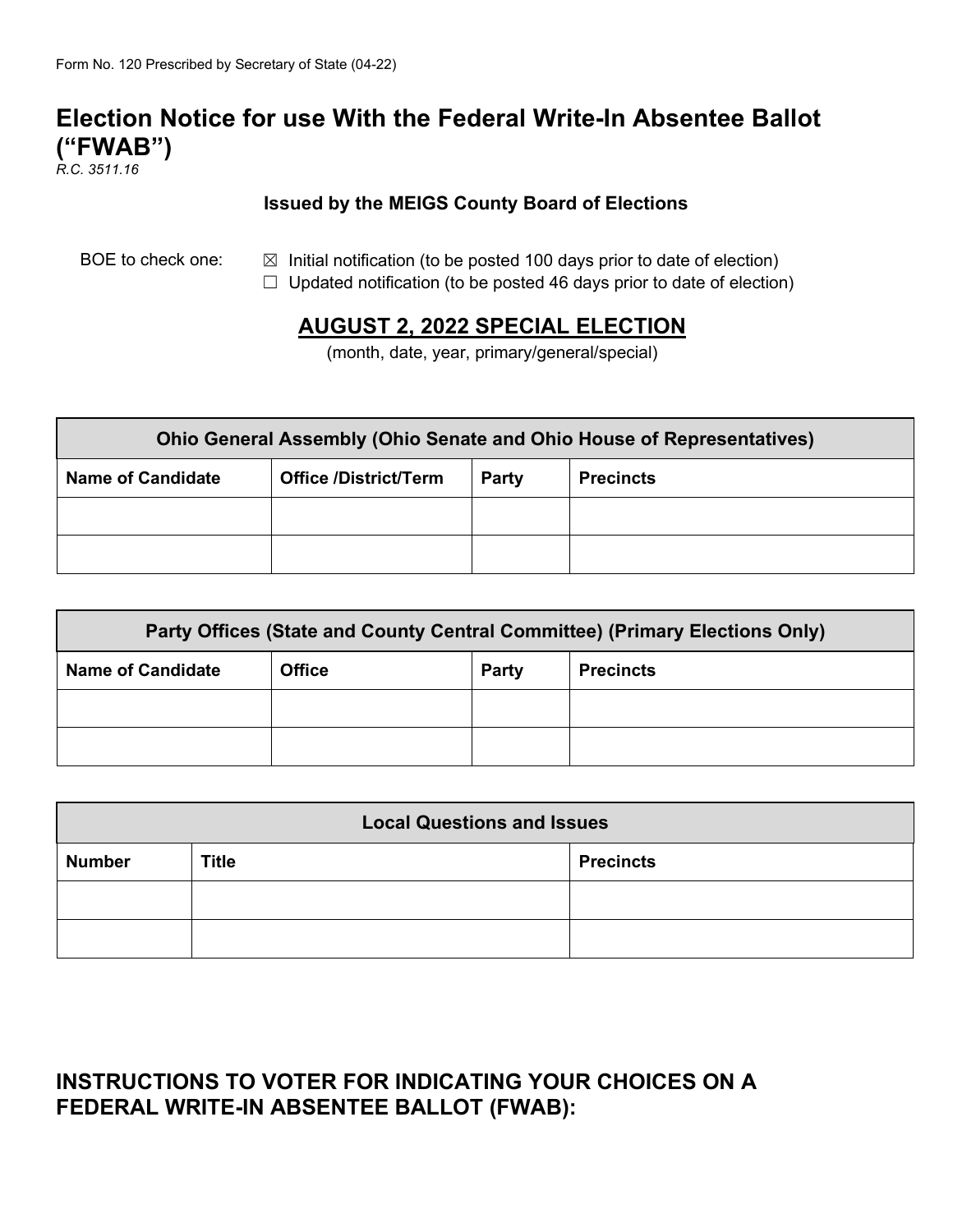Form No. 120 Prescribed by Secretary of State (04-22)

# Election Notice for use With the Federal Write-In Absentee Ballot ("FWAB")

*R.C. 3511.16*

**Issued by the MEIGS County Board of Elections**

BOE to check one:
- ☒ Initial notification (to be posted 100 days prior to date of election)
- ☐ Updated notification (to be posted 46 days prior to date of election)

## AUGUST 2, 2022 SPECIAL ELECTION

(month, date, year, primary/general/special)

| Ohio General Assembly (Ohio Senate and Ohio House of Representatives) | | | |
|---|---|---|---|
| **Name of Candidate** | **Office /District/Term** | **Party** | **Precincts** |
| | | | |
| | | | |

| Party Offices (State and County Central Committee) (Primary Elections Only) | | | |
|---|---|---|---|
| **Name of Candidate** | **Office** | **Party** | **Precincts** |
| | | | |
| | | | |

| Local Questions and Issues | | |
|---|---|---|
| **Number** | **Title** | **Precincts** |
| | | |
| | | |

## INSTRUCTIONS TO VOTER FOR INDICATING YOUR CHOICES ON A FEDERAL WRITE-IN ABSENTEE BALLOT (FWAB):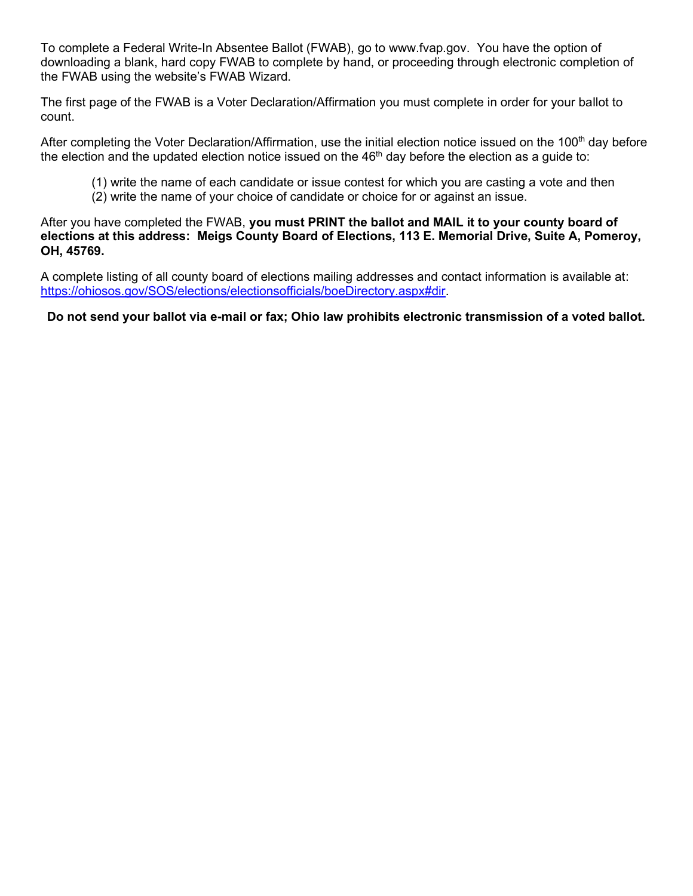To complete a Federal Write-In Absentee Ballot (FWAB), go to www.fvap.gov. You have the option of downloading a blank, hard copy FWAB to complete by hand, or proceeding through electronic completion of the FWAB using the website's FWAB Wizard.

The first page of the FWAB is a Voter Declaration/Affirmation you must complete in order for your ballot to count.

After completing the Voter Declaration/Affirmation, use the initial election notice issued on the 100th day before the election and the updated election notice issued on the 46th day before the election as a guide to:

(1) write the name of each candidate or issue contest for which you are casting a vote and then
(2) write the name of your choice of candidate or choice for or against an issue.

After you have completed the FWAB, **you must PRINT the ballot and MAIL it to your county board of elections at this address: Meigs County Board of Elections, 113 E. Memorial Drive, Suite A, Pomeroy, OH, 45769.**

A complete listing of all county board of elections mailing addresses and contact information is available at: https://ohiosos.gov/SOS/elections/electionsofficials/boeDirectory.aspx#dir.

**Do not send your ballot via e-mail or fax; Ohio law prohibits electronic transmission of a voted ballot.**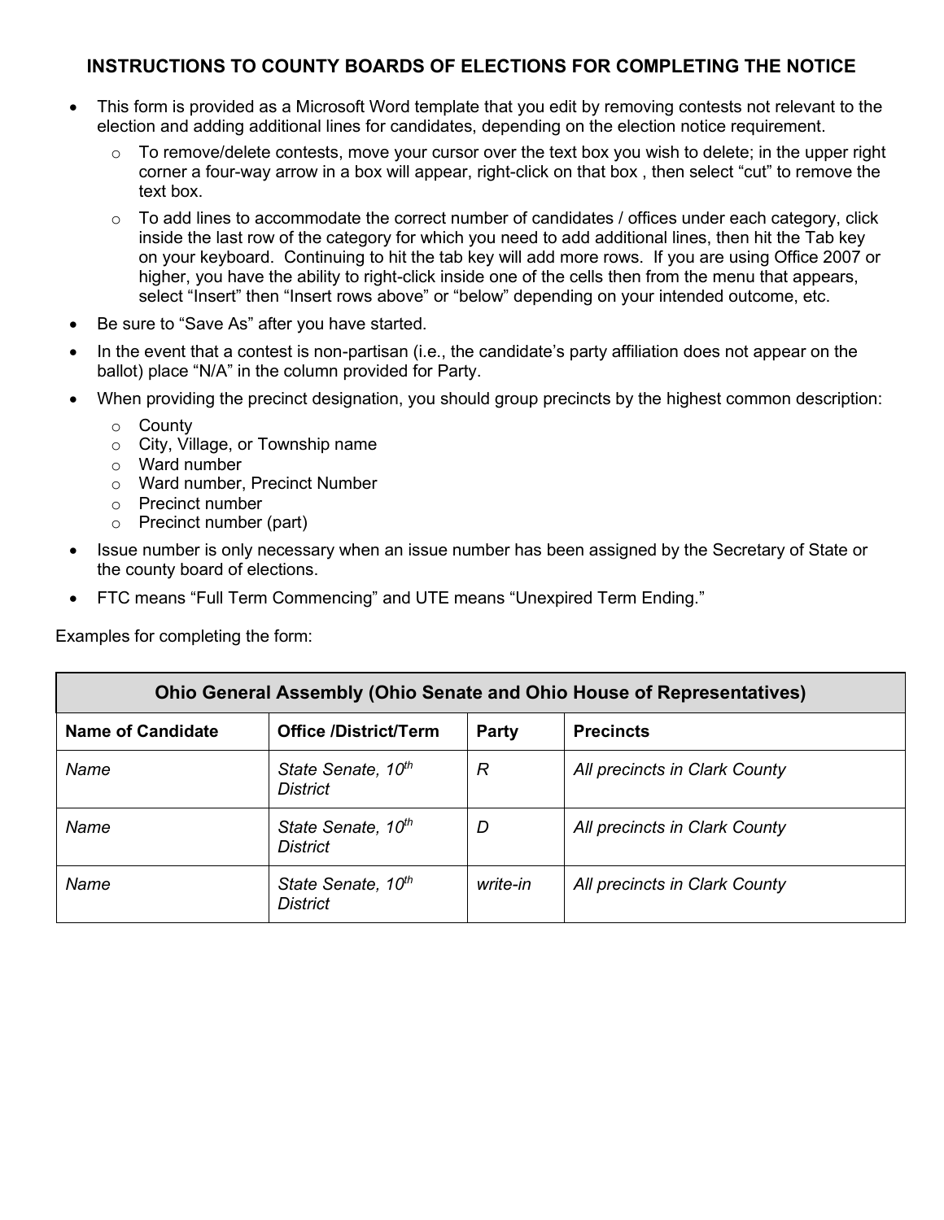## INSTRUCTIONS TO COUNTY BOARDS OF ELECTIONS FOR COMPLETING THE NOTICE

- This form is provided as a Microsoft Word template that you edit by removing contests not relevant to the election and adding additional lines for candidates, depending on the election notice requirement.
  - To remove/delete contests, move your cursor over the text box you wish to delete; in the upper right corner a four-way arrow in a box will appear, right-click on that box , then select "cut" to remove the text box.
  - To add lines to accommodate the correct number of candidates / offices under each category, click inside the last row of the category for which you need to add additional lines, then hit the Tab key on your keyboard. Continuing to hit the tab key will add more rows. If you are using Office 2007 or higher, you have the ability to right-click inside one of the cells then from the menu that appears, select "Insert" then "Insert rows above" or "below" depending on your intended outcome, etc.
- Be sure to "Save As" after you have started.
- In the event that a contest is non-partisan (i.e., the candidate's party affiliation does not appear on the ballot) place "N/A" in the column provided for Party.
- When providing the precinct designation, you should group precincts by the highest common description:
  - County
  - City, Village, or Township name
  - Ward number
  - Ward number, Precinct Number
  - Precinct number
  - Precinct number (part)
- Issue number is only necessary when an issue number has been assigned by the Secretary of State or the county board of elections.
- FTC means "Full Term Commencing" and UTE means "Unexpired Term Ending."

Examples for completing the form:

| Ohio General Assembly (Ohio Senate and Ohio House of Representatives) | | | |
|---|---|---|---|
| **Name of Candidate** | **Office /District/Term** | **Party** | **Precincts** |
| *Name* | *State Senate, 10th District* | *R* | *All precincts in Clark County* |
| *Name* | *State Senate, 10th District* | *D* | *All precincts in Clark County* |
| *Name* | *State Senate, 10th District* | *write-in* | *All precincts in Clark County* |